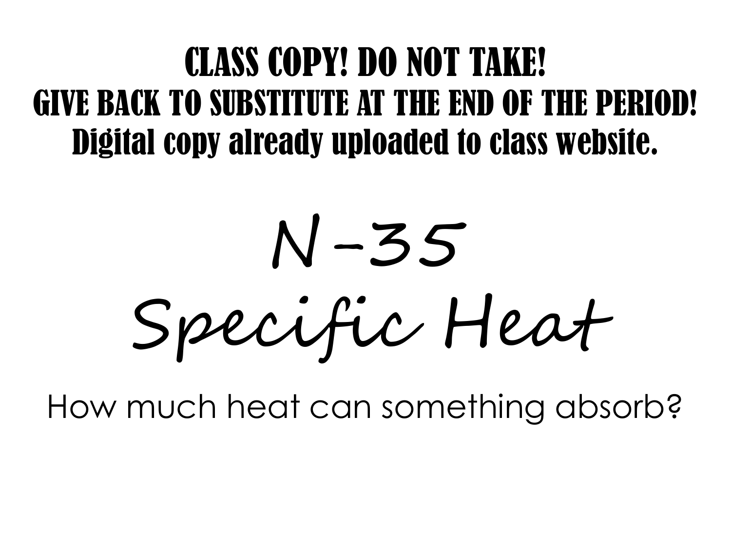**CLASS COPY! DO NOT TAKE!**
**GIVE BACK TO SUBSTITUTE AT THE END OF THE PERIOD!**
**Digital copy already uploaded to class website.**

# N-35
# Specific Heat

How much heat can something absorb?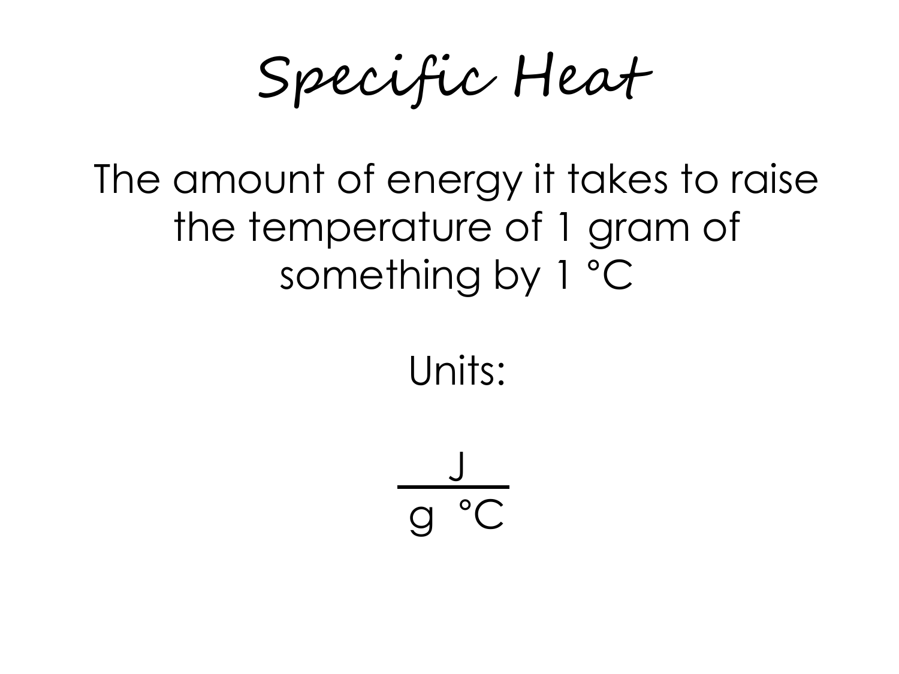# Specific Heat

The amount of energy it takes to raise the temperature of 1 gram of something by 1 °C

Units:

$$\frac{J}{g\ °C}$$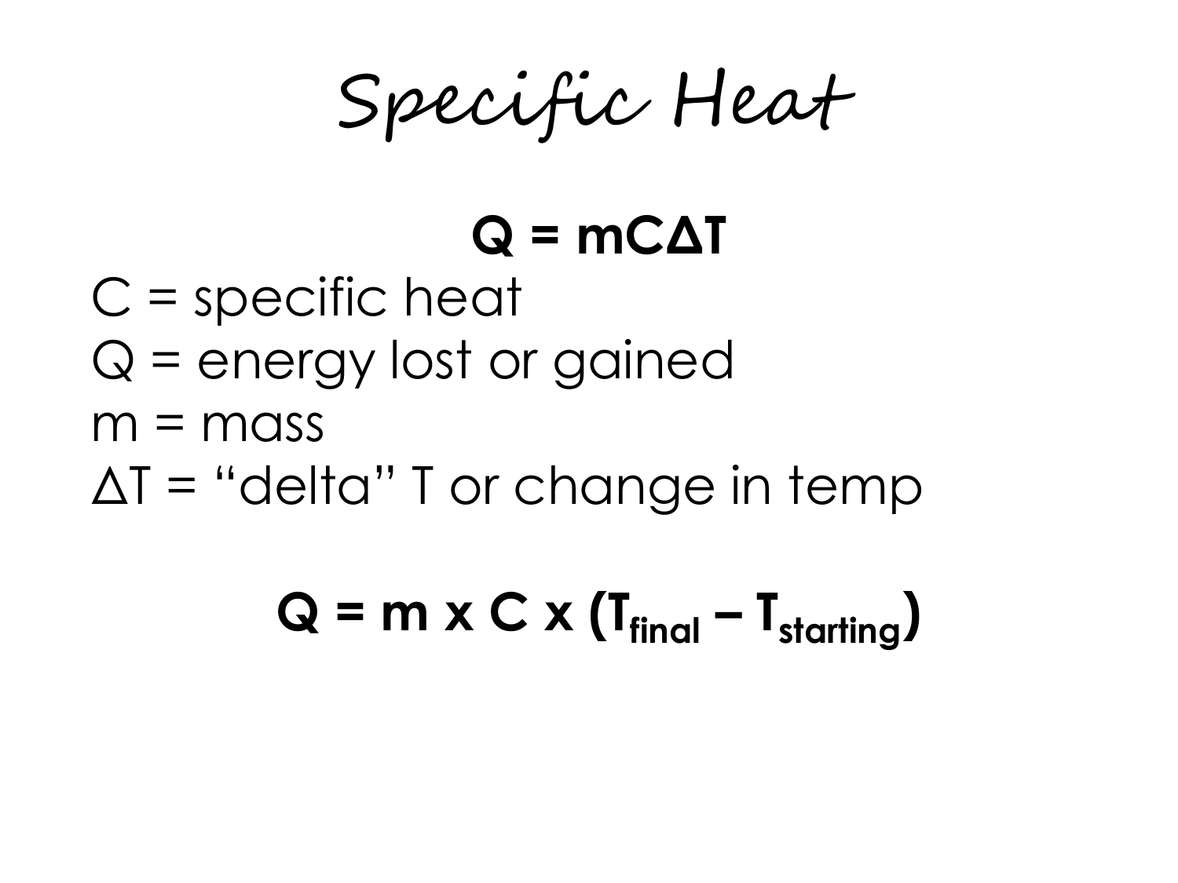# Specific Heat

$$Q = mC\Delta T$$

C = specific heat

Q = energy lost or gained

m = mass

$\Delta T$ = "delta" T or change in temp

$$Q = m \times C \times (T_{final} - T_{starting})$$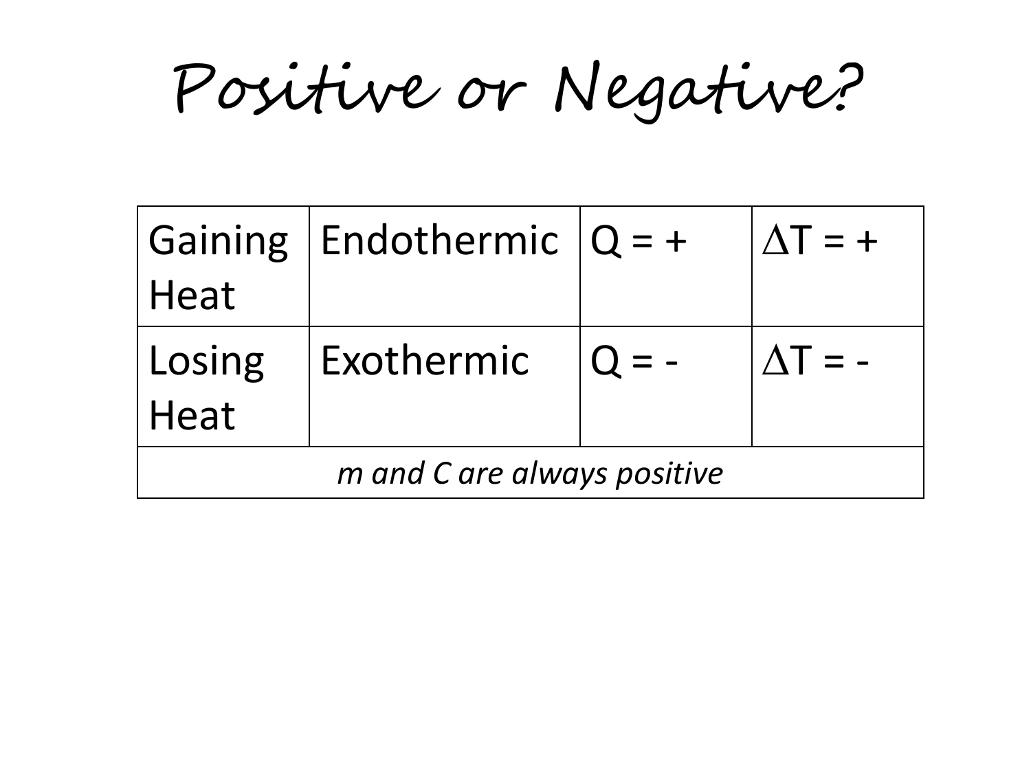# Positive or Negative?

| Gaining Heat | Endothermic | Q = + | $\Delta T$ = + |
|---|---|---|---|
| Losing Heat | Exothermic | Q = - | $\Delta T$ = - |
| *m and C are always positive* | | | |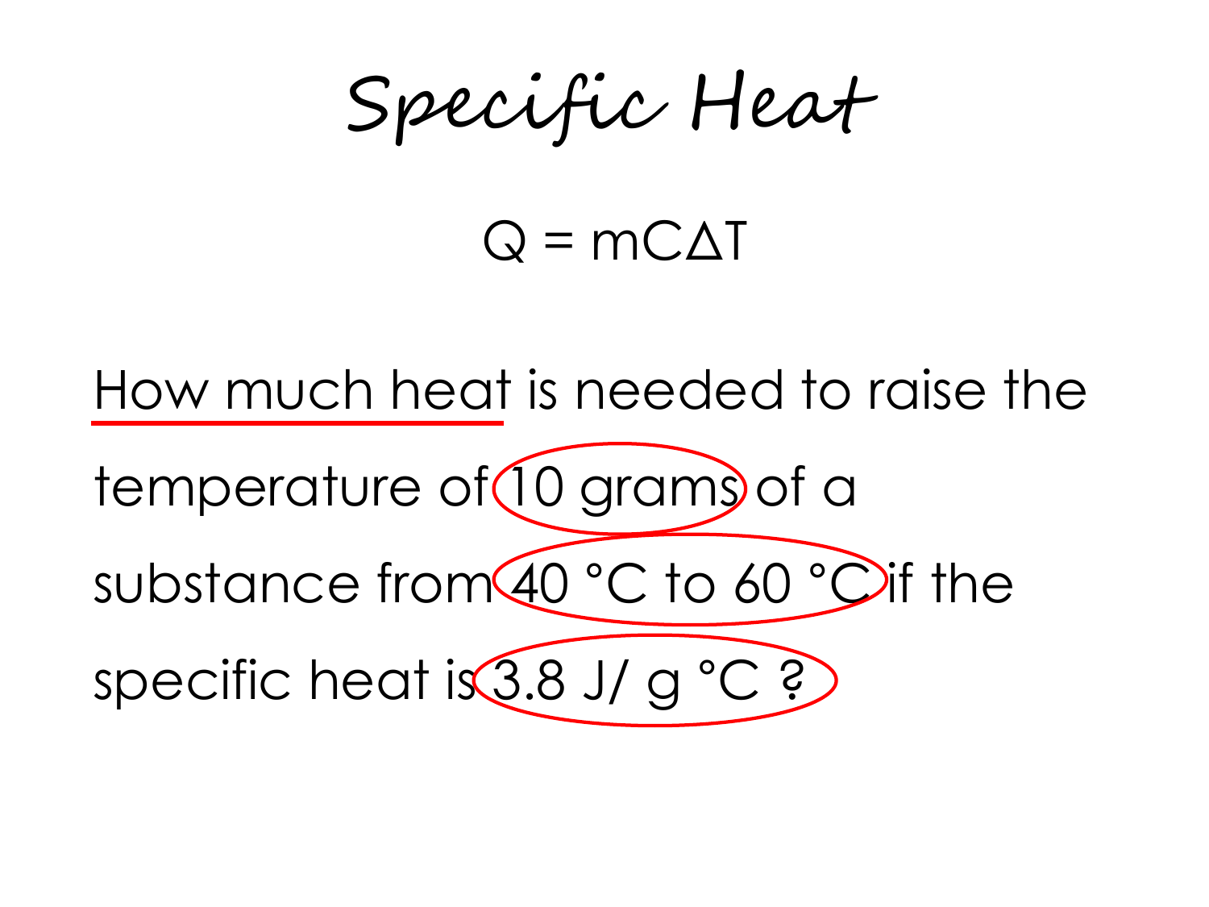# Specific Heat

$$Q = mC\Delta T$$

How much heat is needed to raise the temperature of 10 grams of a substance from 40 °C to 60 °C if the specific heat is 3.8 J/ g °C ?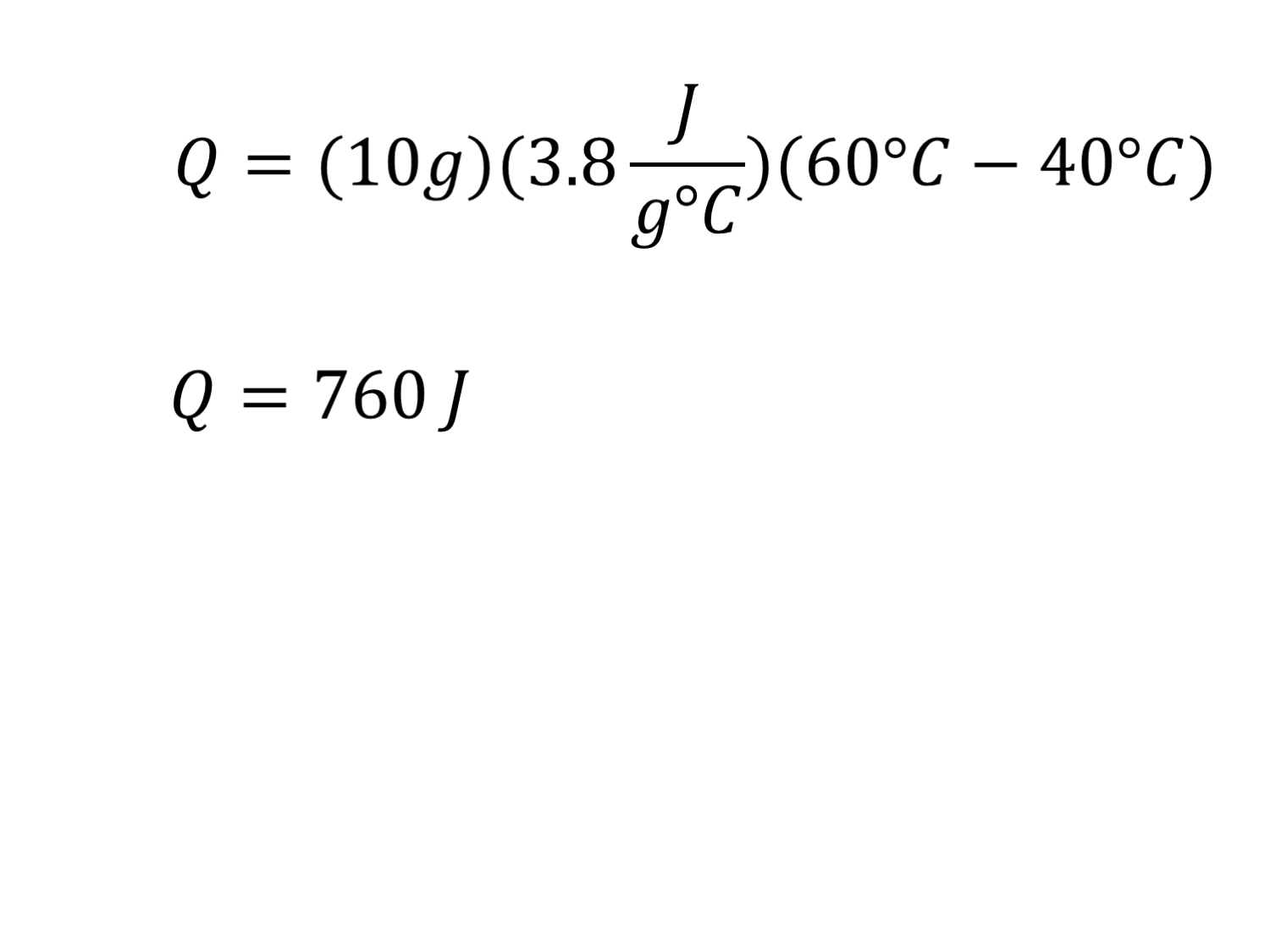$$Q = (10g)(3.8\frac{J}{g°C})(60°C - 40°C)$$

$$Q = 760\,J$$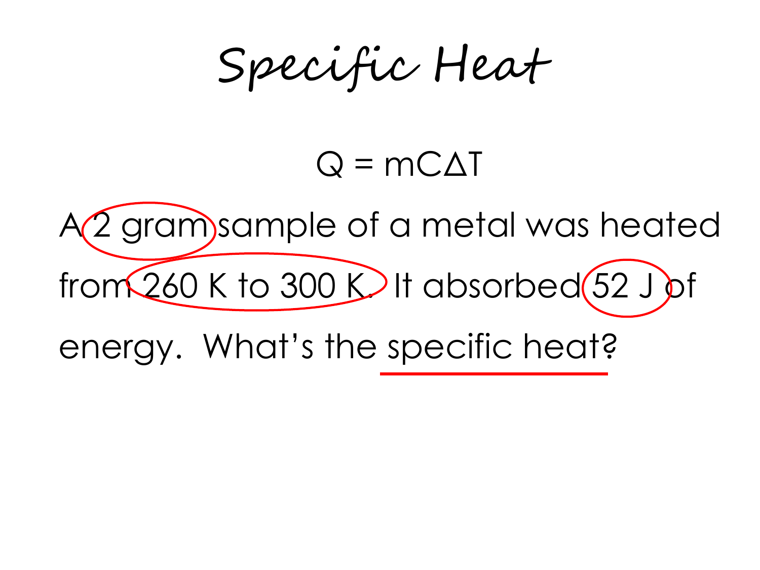# Specific Heat

$$Q = mC\Delta T$$

A 2 gram sample of a metal was heated from 260 K to 300 K. It absorbed 52 J of energy. What's the specific heat?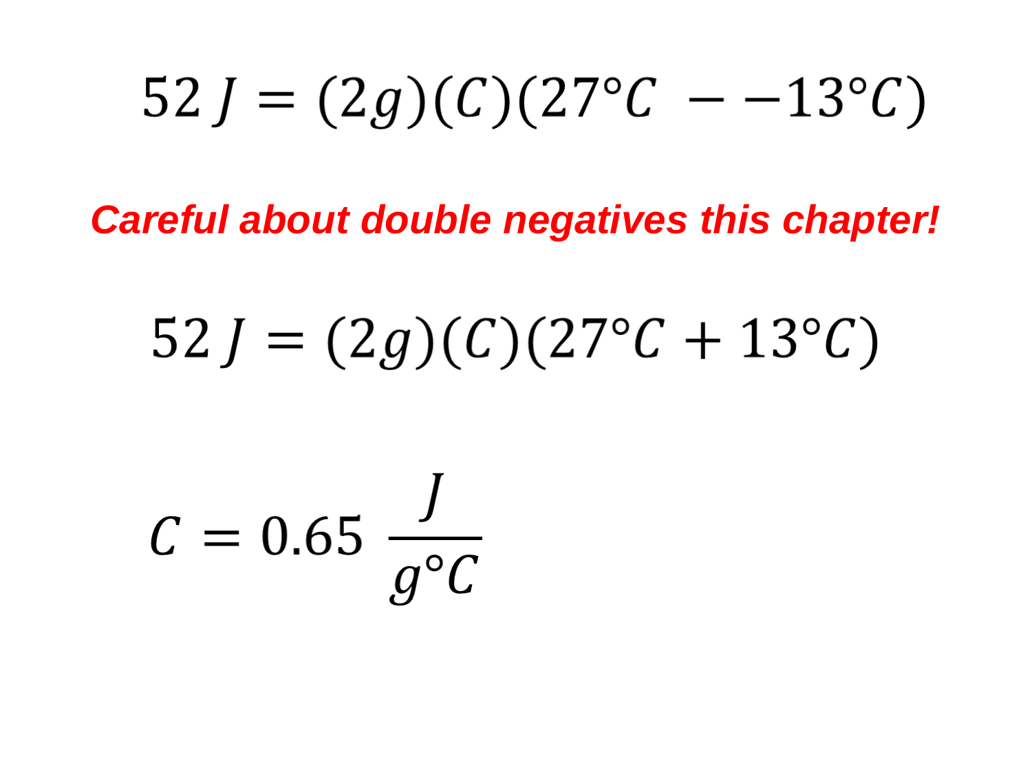$$52\,J = (2g)(C)(27°C\ - -13°C)$$

***Careful about double negatives this chapter!***

$$52\,J = (2g)(C)(27°C + 13°C)$$

$$C = 0.65\ \frac{J}{g°C}$$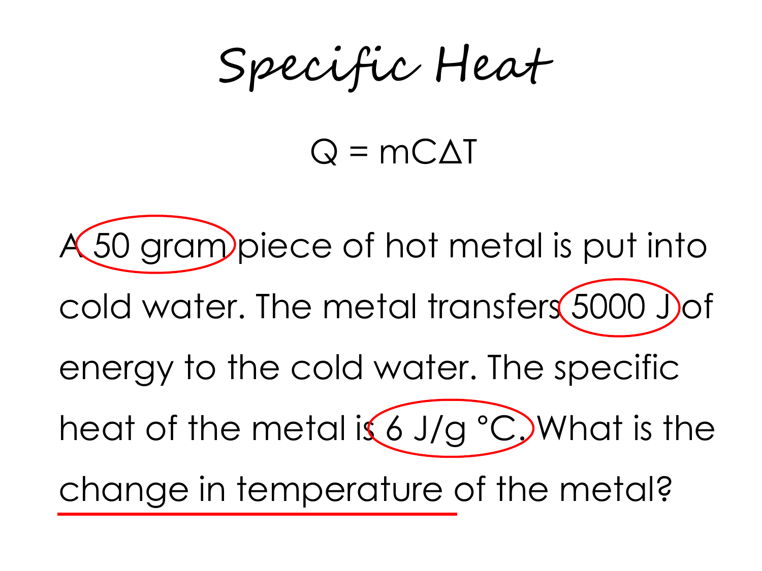# Specific Heat

$$Q = mC\Delta T$$

A 50 gram piece of hot metal is put into cold water. The metal transfers 5000 J of energy to the cold water. The specific heat of the metal is 6 J/g °C. What is the change in temperature of the metal?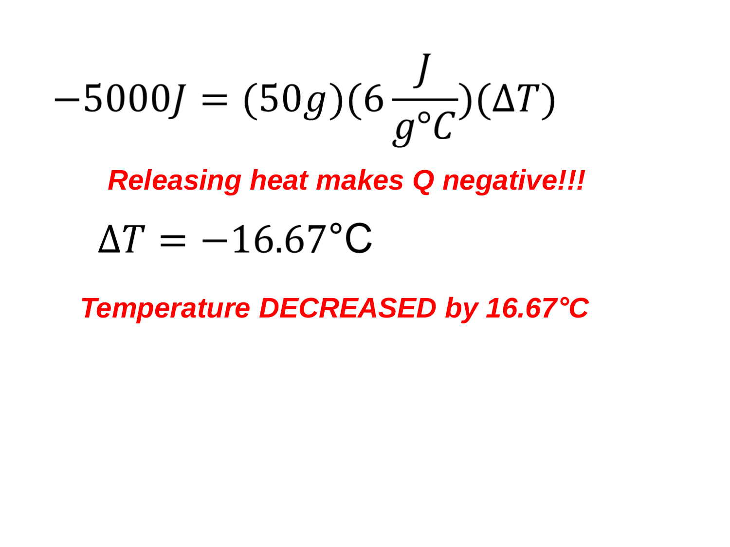$$-5000J = (50g)(6\frac{J}{g°C})(\Delta T)$$

***Releasing heat makes Q negative!!!***

$$\Delta T = -16.67°\text{C}$$

***Temperature DECREASED by 16.67°C***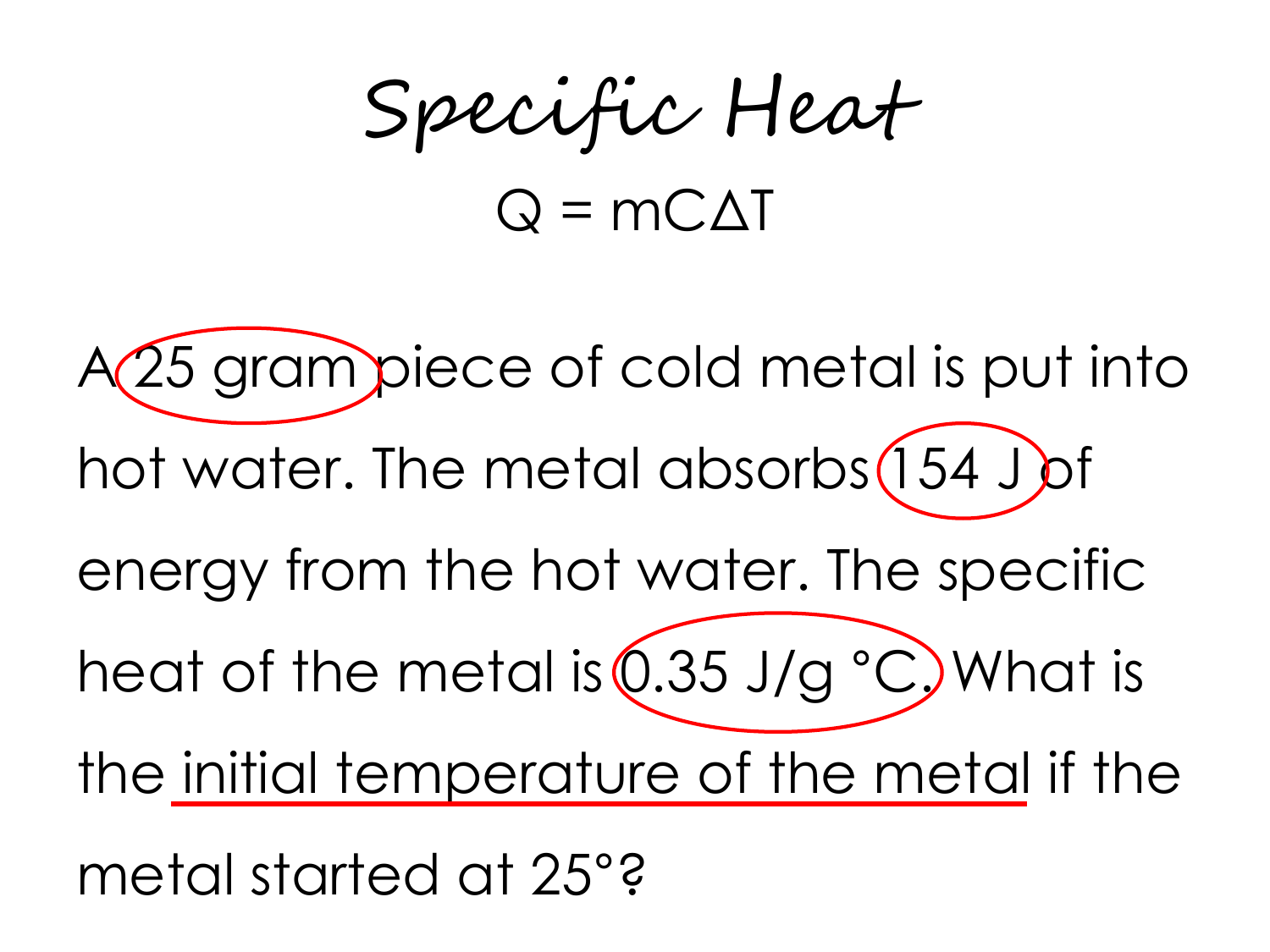# Specific Heat

$$Q = mC\Delta T$$

A 25 gram piece of cold metal is put into hot water. The metal absorbs 154 J of energy from the hot water. The specific heat of the metal is 0.35 J/g °C. What is the initial temperature of the metal if the metal started at 25°?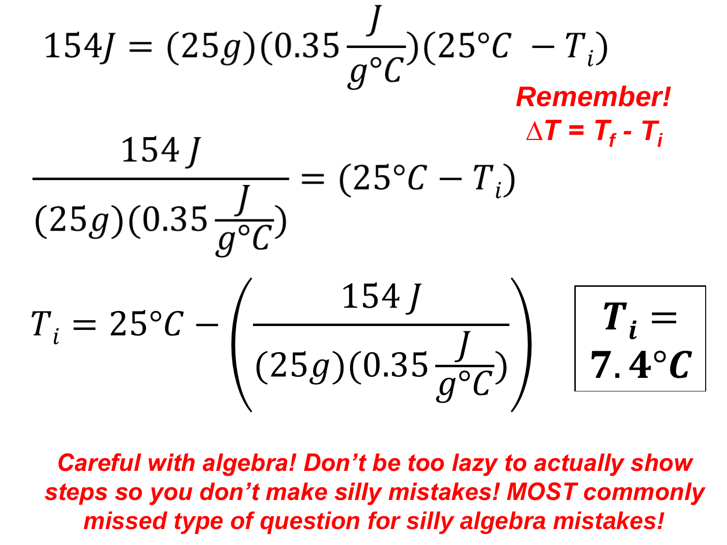$$154J = (25g)(0.35\frac{J}{g°C})(25°C - T_i)$$

**Remember!**
**$\Delta T = T_f - T_i$**

$$\frac{154\,J}{(25g)(0.35\frac{J}{g°C})} = (25°C - T_i)$$

$$T_i = 25°C - \left(\frac{154\,J}{(25g)(0.35\frac{J}{g°C})}\right)$$

$$\boldsymbol{T_i = 7.4°C}$$

***Careful with algebra! Don't be too lazy to actually show steps so you don't make silly mistakes! MOST commonly missed type of question for silly algebra mistakes!***